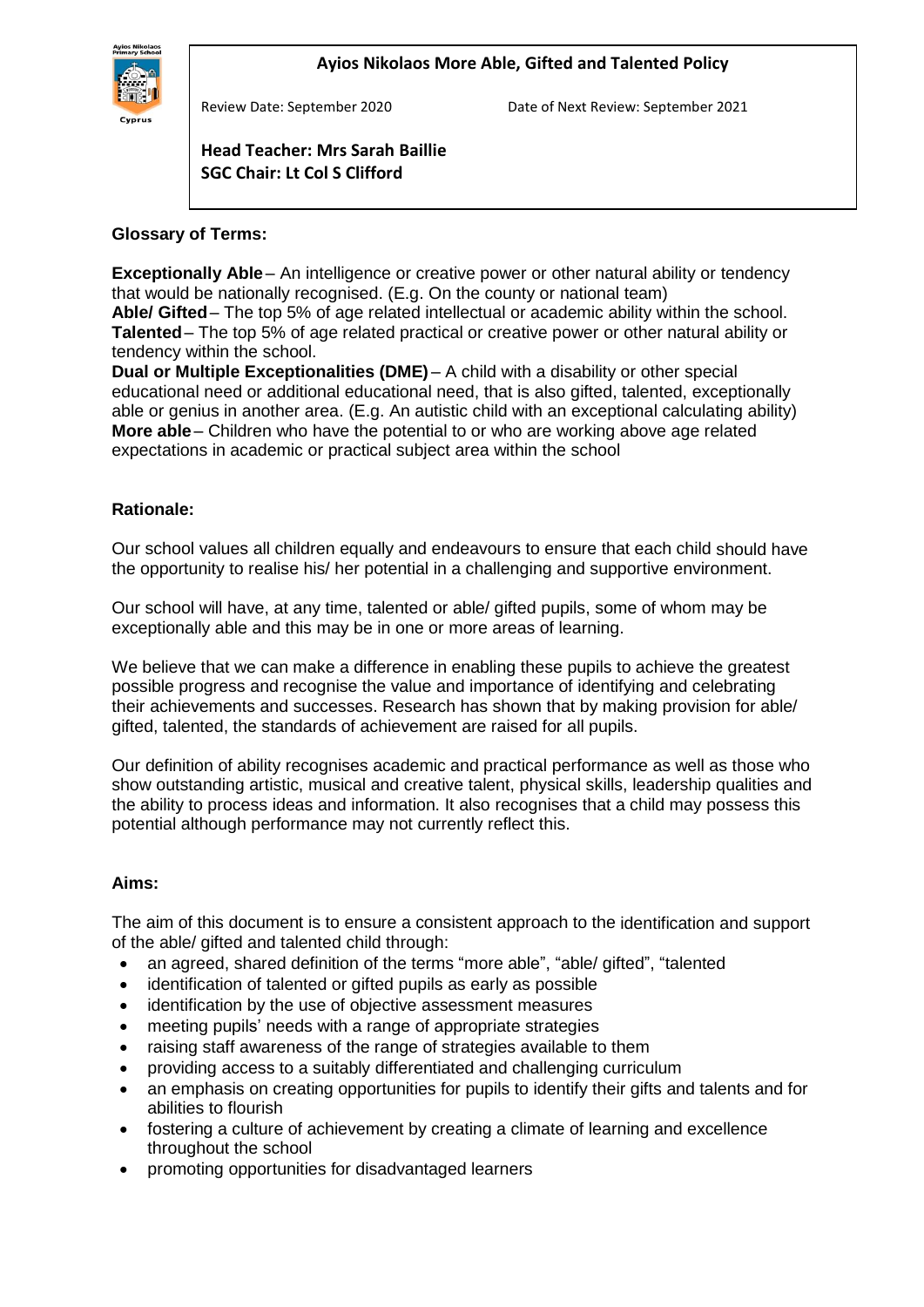# Ayios Nikolaos More Able, Gifted and Talented Policy

Review Date: September 2020 Date of Next Review: September 2021

**Head Teacher: Mrs Sarah Baillie**
**SGC Chair: Lt Col S Clifford**

## Glossary of Terms:

**Exceptionally Able** – An intelligence or creative power or other natural ability or tendency that would be nationally recognised. (E.g. On the county or national team)
**Able/ Gifted** – The top 5% of age related intellectual or academic ability within the school.
**Talented** – The top 5% of age related practical or creative power or other natural ability or tendency within the school.
**Dual or Multiple Exceptionalities (DME)** – A child with a disability or other special educational need or additional educational need, that is also gifted, talented, exceptionally able or genius in another area. (E.g. An autistic child with an exceptional calculating ability)
**More able** – Children who have the potential to or who are working above age related expectations in academic or practical subject area within the school

## Rationale:

Our school values all children equally and endeavours to ensure that each child should have the opportunity to realise his/ her potential in a challenging and supportive environment.

Our school will have, at any time, talented or able/ gifted pupils, some of whom may be exceptionally able and this may be in one or more areas of learning.

We believe that we can make a difference in enabling these pupils to achieve the greatest possible progress and recognise the value and importance of identifying and celebrating their achievements and successes. Research has shown that by making provision for able/ gifted, talented, the standards of achievement are raised for all pupils.

Our definition of ability recognises academic and practical performance as well as those who show outstanding artistic, musical and creative talent, physical skills, leadership qualities and the ability to process ideas and information. It also recognises that a child may possess this potential although performance may not currently reflect this.

## Aims:

The aim of this document is to ensure a consistent approach to the identification and support of the able/ gifted and talented child through:

- an agreed, shared definition of the terms "more able", "able/ gifted", "talented
- identification of talented or gifted pupils as early as possible
- identification by the use of objective assessment measures
- meeting pupils' needs with a range of appropriate strategies
- raising staff awareness of the range of strategies available to them
- providing access to a suitably differentiated and challenging curriculum
- an emphasis on creating opportunities for pupils to identify their gifts and talents and for abilities to flourish
- fostering a culture of achievement by creating a climate of learning and excellence throughout the school
- promoting opportunities for disadvantaged learners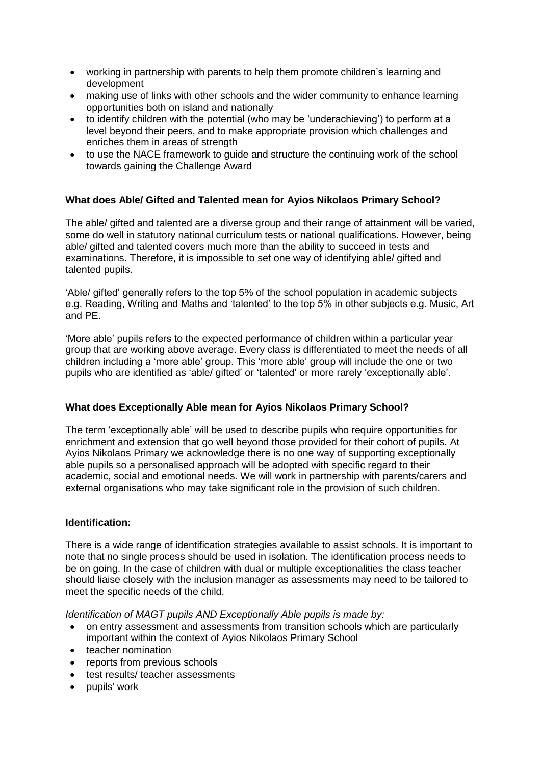- working in partnership with parents to help them promote children's learning and development
- making use of links with other schools and the wider community to enhance learning opportunities both on island and nationally
- to identify children with the potential (who may be 'underachieving') to perform at a level beyond their peers, and to make appropriate provision which challenges and enriches them in areas of strength
- to use the NACE framework to guide and structure the continuing work of the school towards gaining the Challenge Award

**What does Able/ Gifted and Talented mean for Ayios Nikolaos Primary School?**

The able/ gifted and talented are a diverse group and their range of attainment will be varied, some do well in statutory national curriculum tests or national qualifications. However, being able/ gifted and talented covers much more than the ability to succeed in tests and examinations. Therefore, it is impossible to set one way of identifying able/ gifted and talented pupils.

'Able/ gifted' generally refers to the top 5% of the school population in academic subjects e.g. Reading, Writing and Maths and 'talented' to the top 5% in other subjects e.g. Music, Art and PE.

'More able' pupils refers to the expected performance of children within a particular year group that are working above average. Every class is differentiated to meet the needs of all children including a 'more able' group. This 'more able' group will include the one or two pupils who are identified as 'able/ gifted' or 'talented' or more rarely 'exceptionally able'.

**What does Exceptionally Able mean for Ayios Nikolaos Primary School?**

The term 'exceptionally able' will be used to describe pupils who require opportunities for enrichment and extension that go well beyond those provided for their cohort of pupils. At Ayios Nikolaos Primary we acknowledge there is no one way of supporting exceptionally able pupils so a personalised approach will be adopted with specific regard to their academic, social and emotional needs. We will work in partnership with parents/carers and external organisations who may take significant role in the provision of such children.

**Identification:**

There is a wide range of identification strategies available to assist schools. It is important to note that no single process should be used in isolation. The identification process needs to be on going. In the case of children with dual or multiple exceptionalities the class teacher should liaise closely with the inclusion manager as assessments may need to be tailored to meet the specific needs of the child.

*Identification of MAGT pupils AND Exceptionally Able pupils is made by:*

- on entry assessment and assessments from transition schools which are particularly important within the context of Ayios Nikolaos Primary School
- teacher nomination
- reports from previous schools
- test results/ teacher assessments
- pupils' work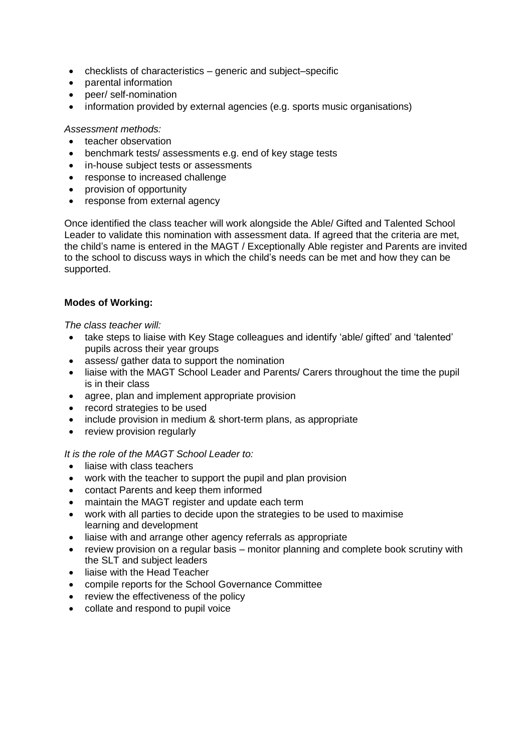- checklists of characteristics – generic and subject–specific
- parental information
- peer/ self-nomination
- information provided by external agencies (e.g. sports music organisations)

*Assessment methods:*

- teacher observation
- benchmark tests/ assessments e.g. end of key stage tests
- in-house subject tests or assessments
- response to increased challenge
- provision of opportunity
- response from external agency

Once identified the class teacher will work alongside the Able/ Gifted and Talented School Leader to validate this nomination with assessment data. If agreed that the criteria are met, the child's name is entered in the MAGT / Exceptionally Able register and Parents are invited to the school to discuss ways in which the child's needs can be met and how they can be supported.

**Modes of Working:**

*The class teacher will:*

- take steps to liaise with Key Stage colleagues and identify 'able/ gifted' and 'talented' pupils across their year groups
- assess/ gather data to support the nomination
- liaise with the MAGT School Leader and Parents/ Carers throughout the time the pupil is in their class
- agree, plan and implement appropriate provision
- record strategies to be used
- include provision in medium & short-term plans, as appropriate
- review provision regularly

*It is the role of the MAGT School Leader to:*

- liaise with class teachers
- work with the teacher to support the pupil and plan provision
- contact Parents and keep them informed
- maintain the MAGT register and update each term
- work with all parties to decide upon the strategies to be used to maximise learning and development
- liaise with and arrange other agency referrals as appropriate
- review provision on a regular basis – monitor planning and complete book scrutiny with the SLT and subject leaders
- liaise with the Head Teacher
- compile reports for the School Governance Committee
- review the effectiveness of the policy
- collate and respond to pupil voice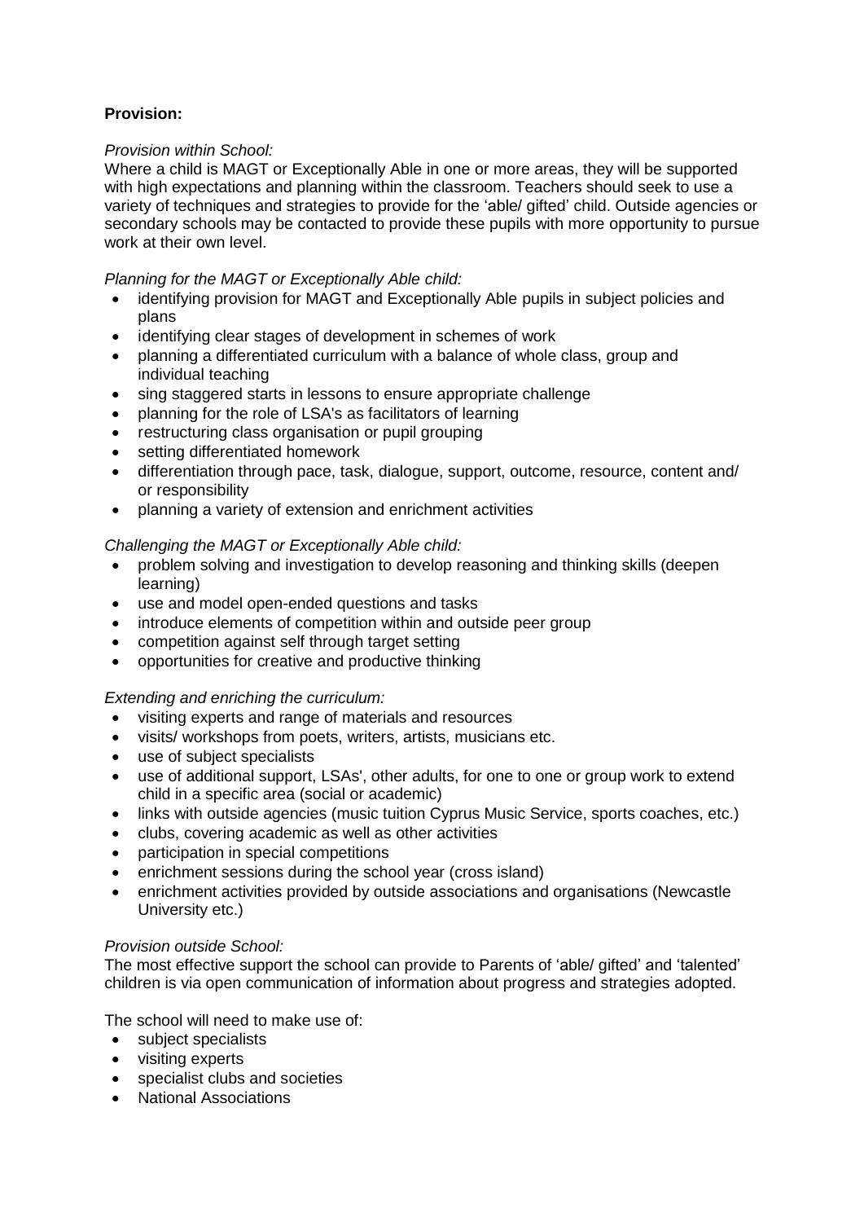**Provision:**

*Provision within School:*

Where a child is MAGT or Exceptionally Able in one or more areas, they will be supported with high expectations and planning within the classroom. Teachers should seek to use a variety of techniques and strategies to provide for the 'able/ gifted' child. Outside agencies or secondary schools may be contacted to provide these pupils with more opportunity to pursue work at their own level.

*Planning for the MAGT or Exceptionally Able child:*

- identifying provision for MAGT and Exceptionally Able pupils in subject policies and plans
- identifying clear stages of development in schemes of work
- planning a differentiated curriculum with a balance of whole class, group and individual teaching
- sing staggered starts in lessons to ensure appropriate challenge
- planning for the role of LSA's as facilitators of learning
- restructuring class organisation or pupil grouping
- setting differentiated homework
- differentiation through pace, task, dialogue, support, outcome, resource, content and/ or responsibility
- planning a variety of extension and enrichment activities

*Challenging the MAGT or Exceptionally Able child:*

- problem solving and investigation to develop reasoning and thinking skills (deepen learning)
- use and model open-ended questions and tasks
- introduce elements of competition within and outside peer group
- competition against self through target setting
- opportunities for creative and productive thinking

*Extending and enriching the curriculum:*

- visiting experts and range of materials and resources
- visits/ workshops from poets, writers, artists, musicians etc.
- use of subject specialists
- use of additional support, LSAs', other adults, for one to one or group work to extend child in a specific area (social or academic)
- links with outside agencies (music tuition Cyprus Music Service, sports coaches, etc.)
- clubs, covering academic as well as other activities
- participation in special competitions
- enrichment sessions during the school year (cross island)
- enrichment activities provided by outside associations and organisations (Newcastle University etc.)

*Provision outside School:*

The most effective support the school can provide to Parents of 'able/ gifted' and 'talented' children is via open communication of information about progress and strategies adopted.

The school will need to make use of:

- subject specialists
- visiting experts
- specialist clubs and societies
- National Associations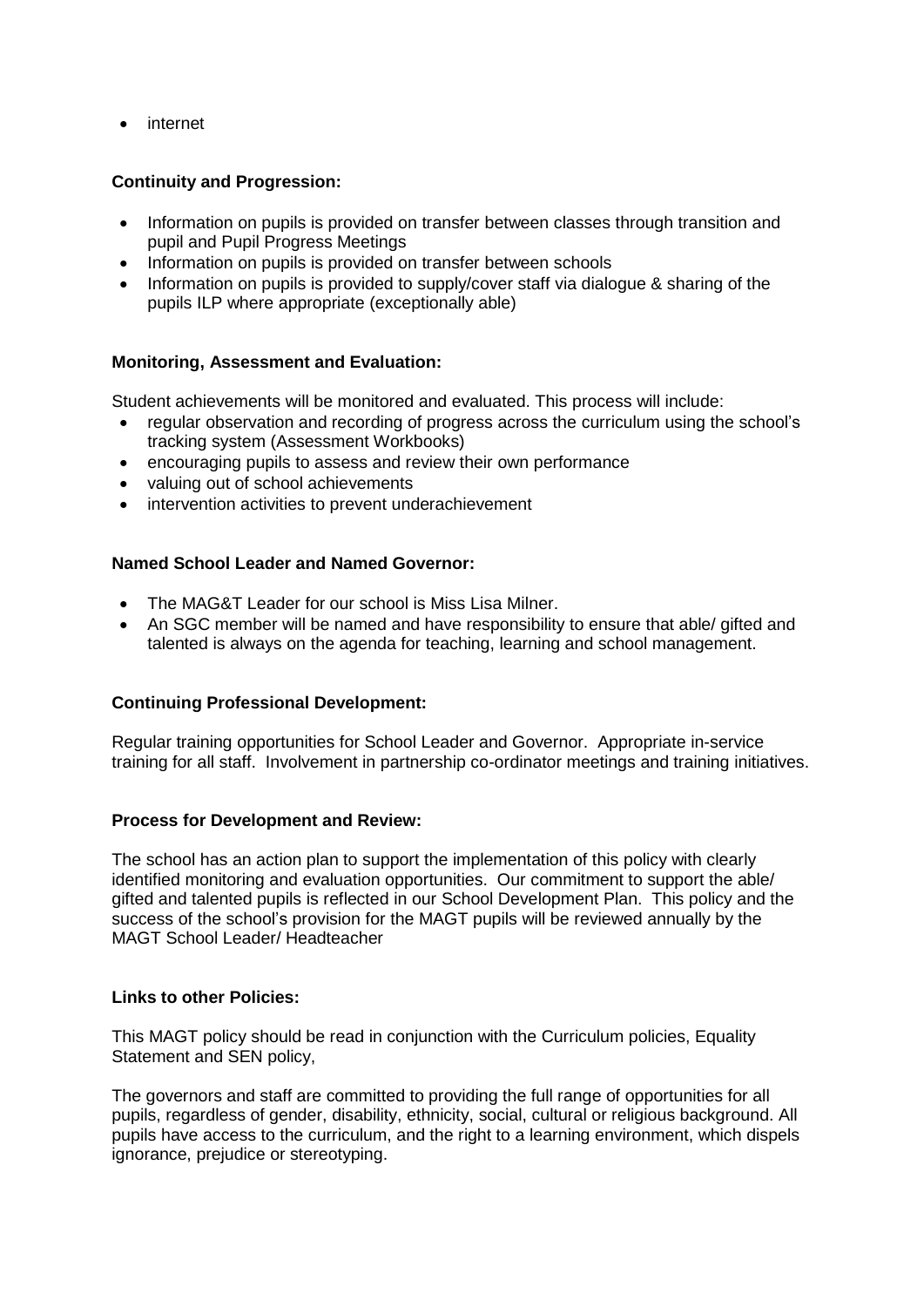- internet

**Continuity and Progression:**

- Information on pupils is provided on transfer between classes through transition and pupil and Pupil Progress Meetings
- Information on pupils is provided on transfer between schools
- Information on pupils is provided to supply/cover staff via dialogue & sharing of the pupils ILP where appropriate (exceptionally able)

**Monitoring, Assessment and Evaluation:**

Student achievements will be monitored and evaluated. This process will include:

- regular observation and recording of progress across the curriculum using the school's tracking system (Assessment Workbooks)
- encouraging pupils to assess and review their own performance
- valuing out of school achievements
- intervention activities to prevent underachievement

**Named School Leader and Named Governor:**

- The MAG&T Leader for our school is Miss Lisa Milner.
- An SGC member will be named and have responsibility to ensure that able/ gifted and talented is always on the agenda for teaching, learning and school management.

**Continuing Professional Development:**

Regular training opportunities for School Leader and Governor. Appropriate in-service training for all staff. Involvement in partnership co-ordinator meetings and training initiatives.

**Process for Development and Review:**

The school has an action plan to support the implementation of this policy with clearly identified monitoring and evaluation opportunities. Our commitment to support the able/ gifted and talented pupils is reflected in our School Development Plan. This policy and the success of the school's provision for the MAGT pupils will be reviewed annually by the MAGT School Leader/ Headteacher

**Links to other Policies:**

This MAGT policy should be read in conjunction with the Curriculum policies, Equality Statement and SEN policy,

The governors and staff are committed to providing the full range of opportunities for all pupils, regardless of gender, disability, ethnicity, social, cultural or religious background. All pupils have access to the curriculum, and the right to a learning environment, which dispels ignorance, prejudice or stereotyping.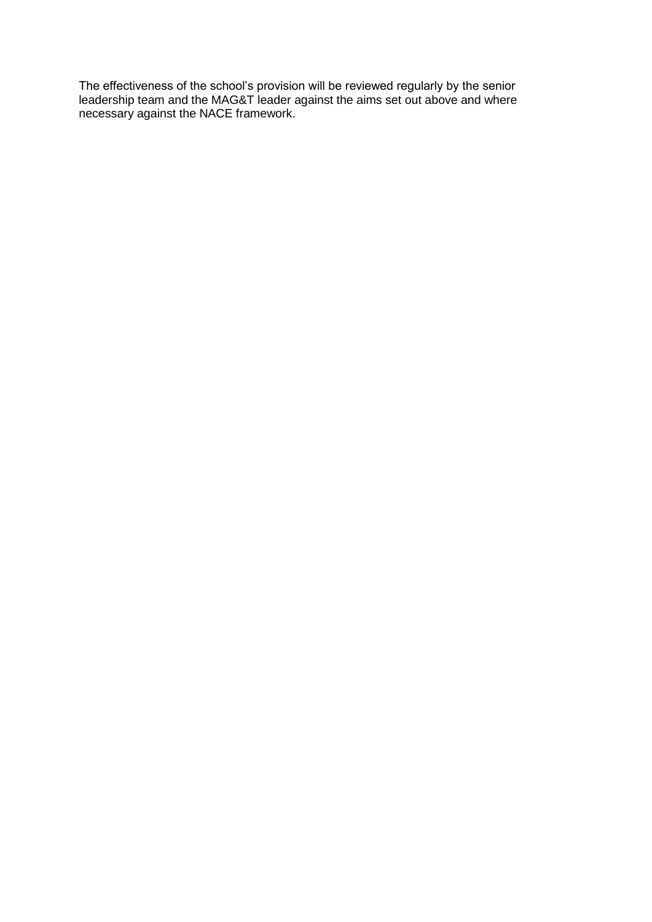The effectiveness of the school's provision will be reviewed regularly by the senior leadership team and the MAG&T leader against the aims set out above and where necessary against the NACE framework.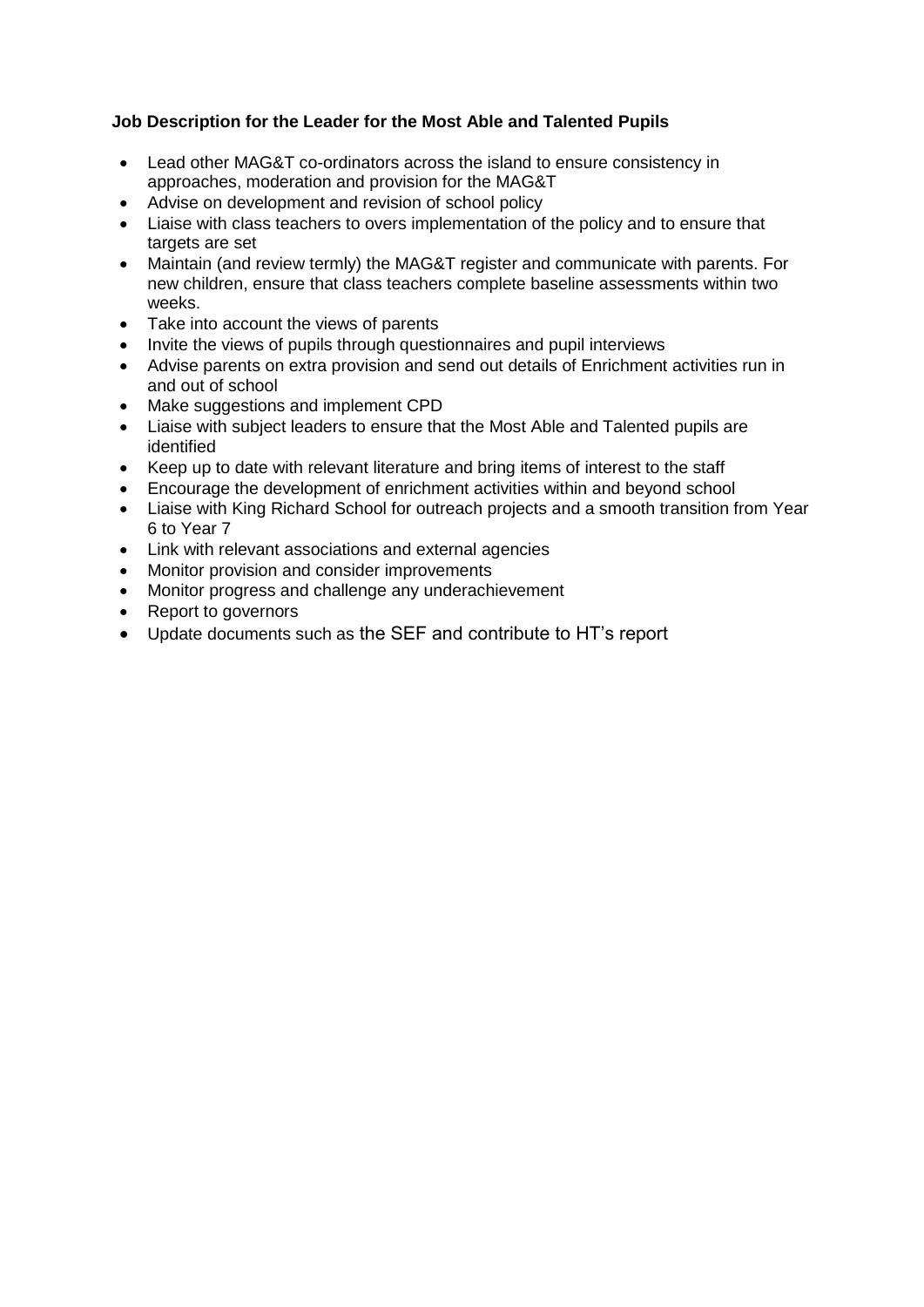**Job Description for the Leader for the Most Able and Talented Pupils**

- Lead other MAG&T co-ordinators across the island to ensure consistency in approaches, moderation and provision for the MAG&T
- Advise on development and revision of school policy
- Liaise with class teachers to overs implementation of the policy and to ensure that targets are set
- Maintain (and review termly) the MAG&T register and communicate with parents. For new children, ensure that class teachers complete baseline assessments within two weeks.
- Take into account the views of parents
- Invite the views of pupils through questionnaires and pupil interviews
- Advise parents on extra provision and send out details of Enrichment activities run in and out of school
- Make suggestions and implement CPD
- Liaise with subject leaders to ensure that the Most Able and Talented pupils are identified
- Keep up to date with relevant literature and bring items of interest to the staff
- Encourage the development of enrichment activities within and beyond school
- Liaise with King Richard School for outreach projects and a smooth transition from Year 6 to Year 7
- Link with relevant associations and external agencies
- Monitor provision and consider improvements
- Monitor progress and challenge any underachievement
- Report to governors
- Update documents such as the SEF and contribute to HT's report